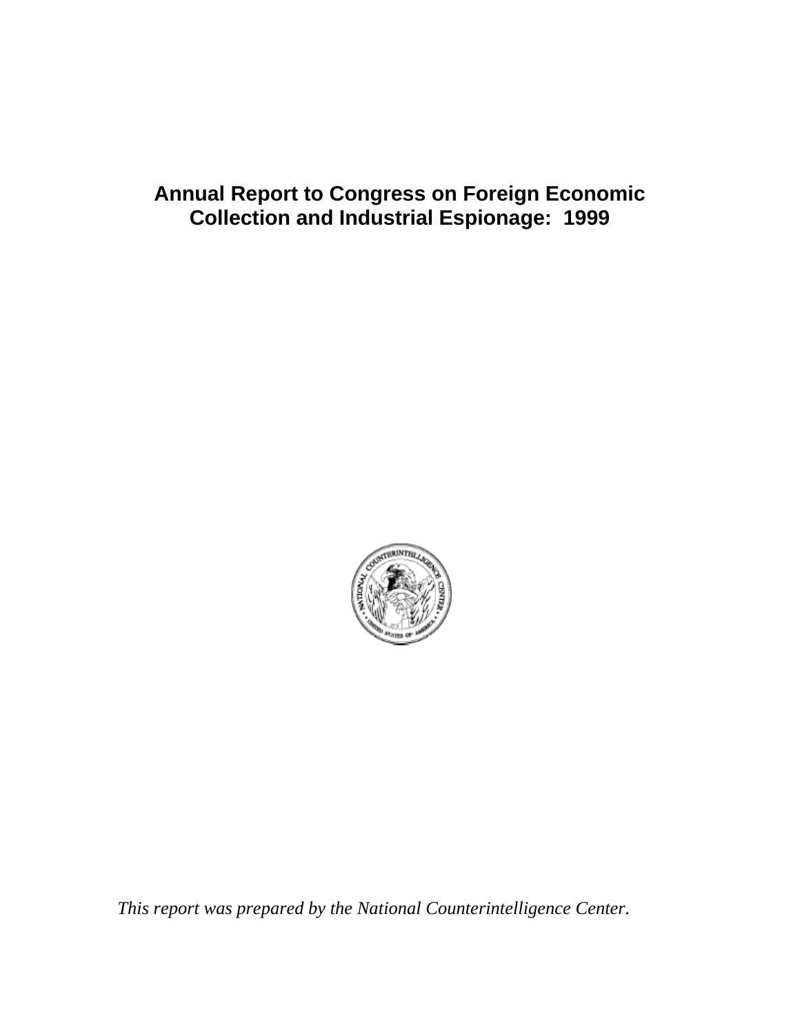# Annual Report to Congress on Foreign Economic Collection and Industrial Espionage: 1999

*This report was prepared by the National Counterintelligence Center.*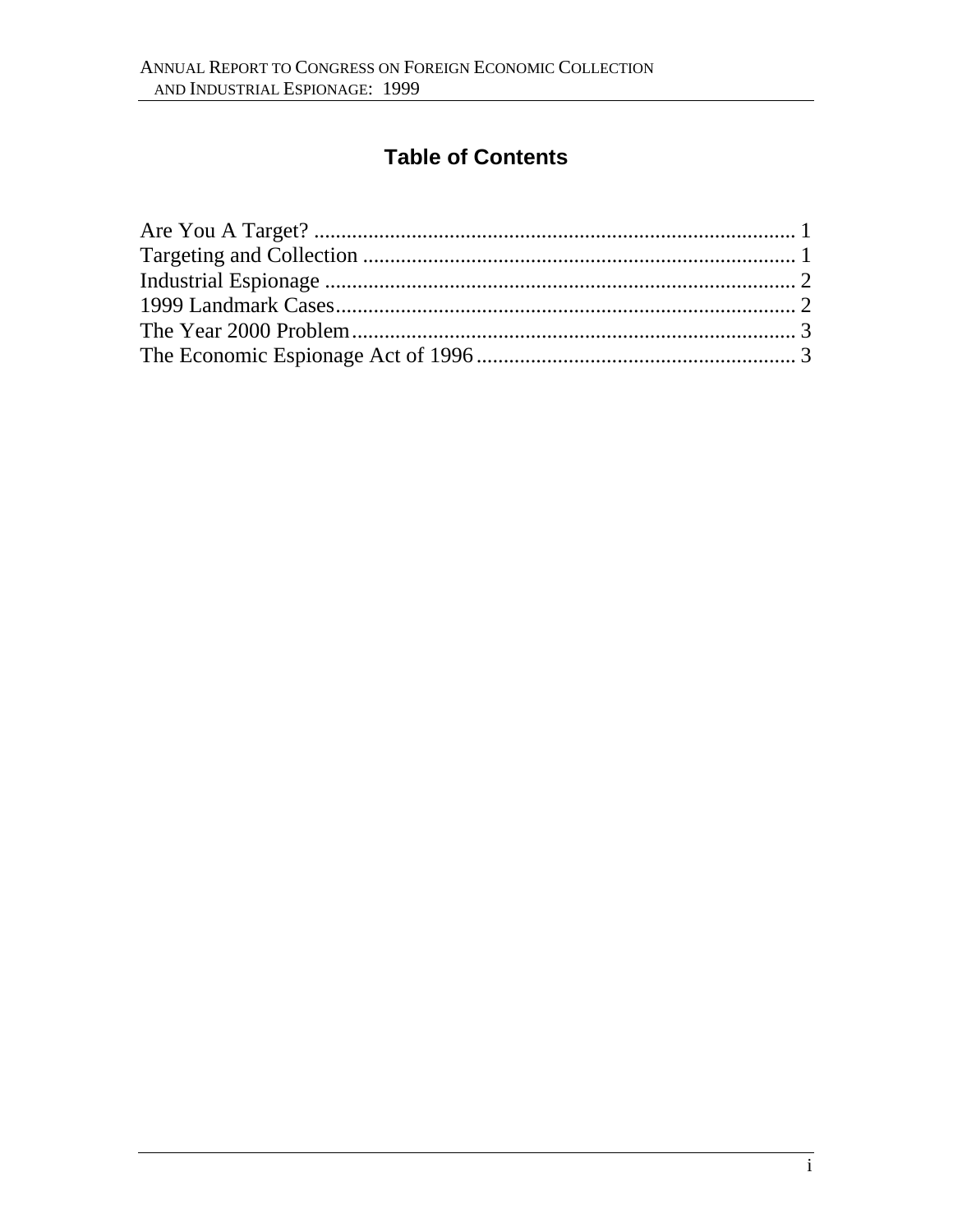# Table of Contents

Are You A Target? ........................................................................................ 1
Targeting and Collection ................................................................................ 1
Industrial Espionage ....................................................................................... 2
1999 Landmark Cases..................................................................................... 2
The Year 2000 Problem.................................................................................. 3
The Economic Espionage Act of 1996........................................................... 3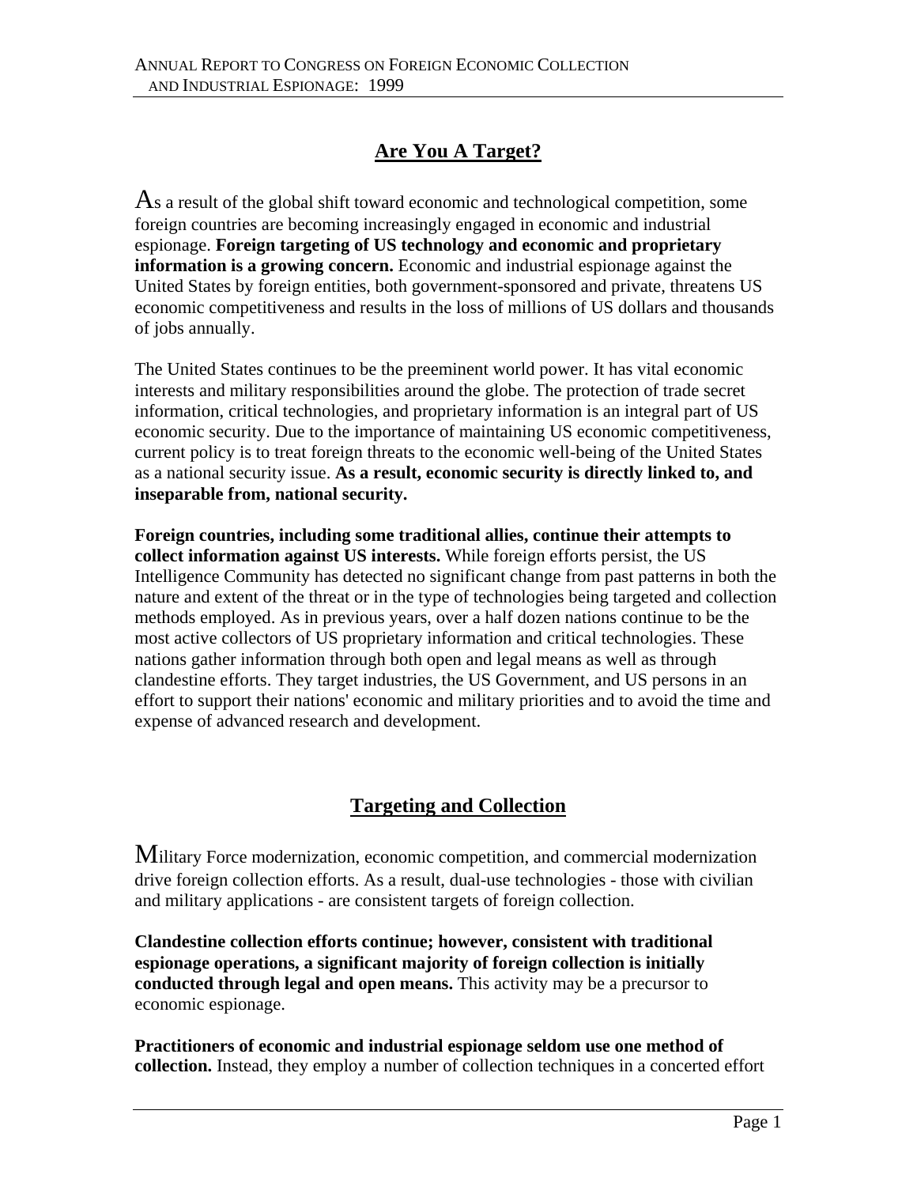## Are You A Target?

As a result of the global shift toward economic and technological competition, some foreign countries are becoming increasingly engaged in economic and industrial espionage. **Foreign targeting of US technology and economic and proprietary information is a growing concern.** Economic and industrial espionage against the United States by foreign entities, both government-sponsored and private, threatens US economic competitiveness and results in the loss of millions of US dollars and thousands of jobs annually.

The United States continues to be the preeminent world power. It has vital economic interests and military responsibilities around the globe. The protection of trade secret information, critical technologies, and proprietary information is an integral part of US economic security. Due to the importance of maintaining US economic competitiveness, current policy is to treat foreign threats to the economic well-being of the United States as a national security issue. **As a result, economic security is directly linked to, and inseparable from, national security.**

**Foreign countries, including some traditional allies, continue their attempts to collect information against US interests.** While foreign efforts persist, the US Intelligence Community has detected no significant change from past patterns in both the nature and extent of the threat or in the type of technologies being targeted and collection methods employed. As in previous years, over a half dozen nations continue to be the most active collectors of US proprietary information and critical technologies. These nations gather information through both open and legal means as well as through clandestine efforts. They target industries, the US Government, and US persons in an effort to support their nations' economic and military priorities and to avoid the time and expense of advanced research and development.

## Targeting and Collection

Military Force modernization, economic competition, and commercial modernization drive foreign collection efforts. As a result, dual-use technologies - those with civilian and military applications - are consistent targets of foreign collection.

**Clandestine collection efforts continue; however, consistent with traditional espionage operations, a significant majority of foreign collection is initially conducted through legal and open means.** This activity may be a precursor to economic espionage.

**Practitioners of economic and industrial espionage seldom use one method of collection.** Instead, they employ a number of collection techniques in a concerted effort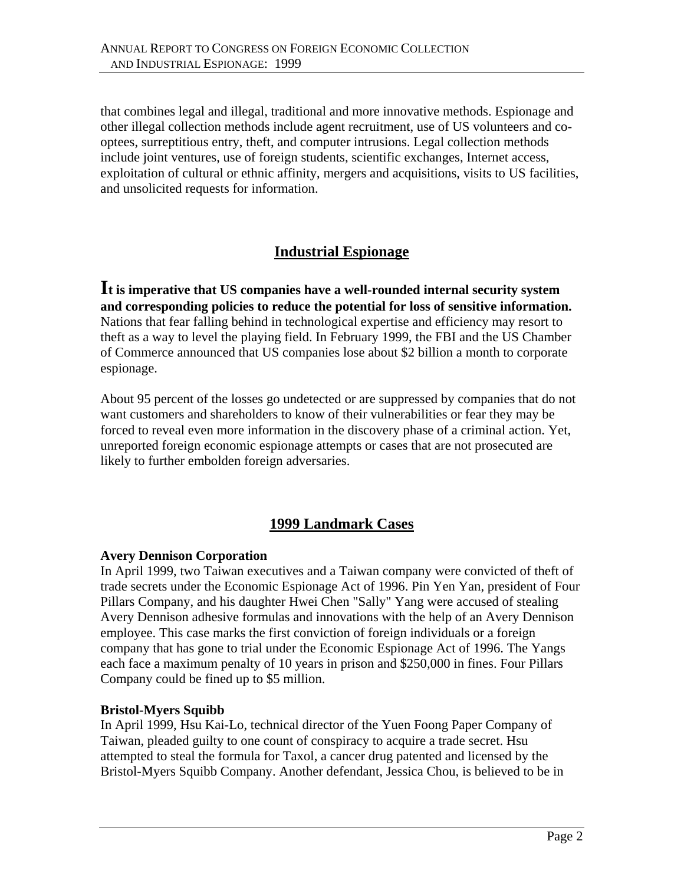that combines legal and illegal, traditional and more innovative methods. Espionage and other illegal collection methods include agent recruitment, use of US volunteers and co-optees, surreptitious entry, theft, and computer intrusions. Legal collection methods include joint ventures, use of foreign students, scientific exchanges, Internet access, exploitation of cultural or ethnic affinity, mergers and acquisitions, visits to US facilities, and unsolicited requests for information.

## Industrial Espionage

**It is imperative that US companies have a well-rounded internal security system and corresponding policies to reduce the potential for loss of sensitive information.** Nations that fear falling behind in technological expertise and efficiency may resort to theft as a way to level the playing field. In February 1999, the FBI and the US Chamber of Commerce announced that US companies lose about $2 billion a month to corporate espionage.

About 95 percent of the losses go undetected or are suppressed by companies that do not want customers and shareholders to know of their vulnerabilities or fear they may be forced to reveal even more information in the discovery phase of a criminal action. Yet, unreported foreign economic espionage attempts or cases that are not prosecuted are likely to further embolden foreign adversaries.

## 1999 Landmark Cases

**Avery Dennison Corporation**
In April 1999, two Taiwan executives and a Taiwan company were convicted of theft of trade secrets under the Economic Espionage Act of 1996. Pin Yen Yan, president of Four Pillars Company, and his daughter Hwei Chen "Sally" Yang were accused of stealing Avery Dennison adhesive formulas and innovations with the help of an Avery Dennison employee. This case marks the first conviction of foreign individuals or a foreign company that has gone to trial under the Economic Espionage Act of 1996. The Yangs each face a maximum penalty of 10 years in prison and $250,000 in fines. Four Pillars Company could be fined up to $5 million.

**Bristol-Myers Squibb**
In April 1999, Hsu Kai-Lo, technical director of the Yuen Foong Paper Company of Taiwan, pleaded guilty to one count of conspiracy to acquire a trade secret. Hsu attempted to steal the formula for Taxol, a cancer drug patented and licensed by the Bristol-Myers Squibb Company. Another defendant, Jessica Chou, is believed to be in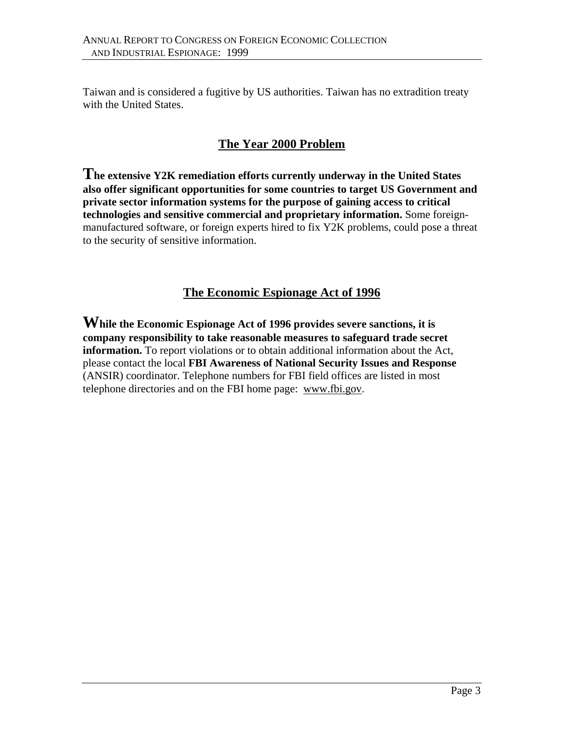Taiwan and is considered a fugitive by US authorities. Taiwan has no extradition treaty with the United States.

## The Year 2000 Problem

**The extensive Y2K remediation efforts currently underway in the United States also offer significant opportunities for some countries to target US Government and private sector information systems for the purpose of gaining access to critical technologies and sensitive commercial and proprietary information.** Some foreign-manufactured software, or foreign experts hired to fix Y2K problems, could pose a threat to the security of sensitive information.

## The Economic Espionage Act of 1996

**While the Economic Espionage Act of 1996 provides severe sanctions, it is company responsibility to take reasonable measures to safeguard trade secret information.** To report violations or to obtain additional information about the Act, please contact the local **FBI Awareness of National Security Issues and Response** (ANSIR) coordinator. Telephone numbers for FBI field offices are listed in most telephone directories and on the FBI home page: www.fbi.gov.